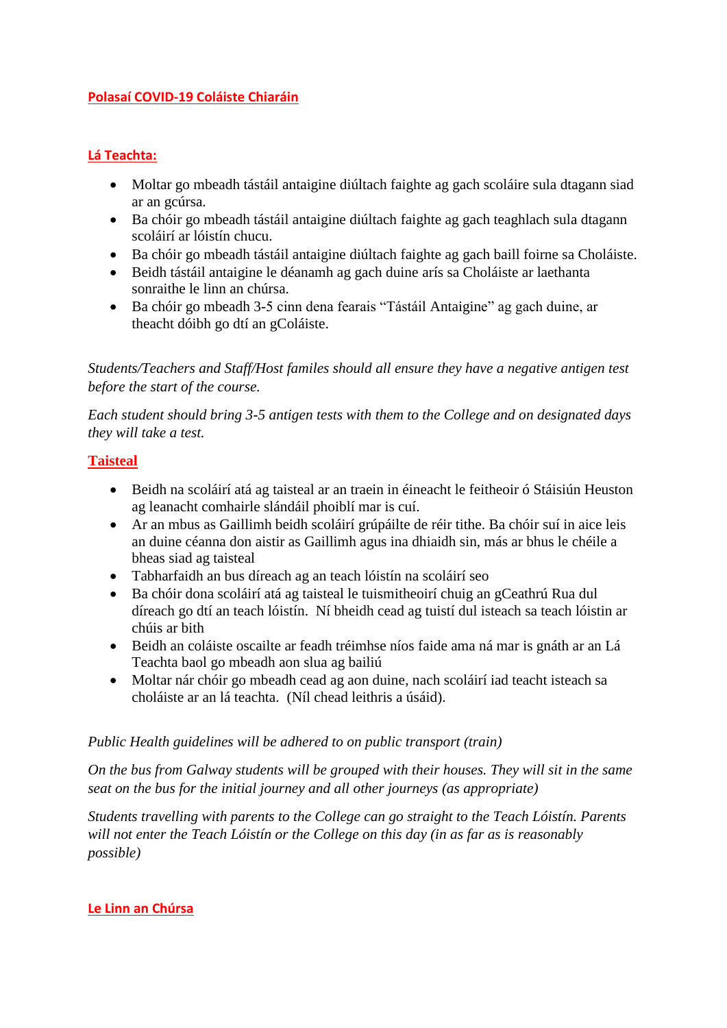**Polasaí COVID-19 Coláiste Chiaráin**

**Lá Teachta:**

- Moltar go mbeadh tástáil antaigine diúltach faighte ag gach scoláire sula dtagann siad ar an gcúrsa.
- Ba chóir go mbeadh tástáil antaigine diúltach faighte ag gach teaghlach sula dtagann scoláirí ar lóistín chucu.
- Ba chóir go mbeadh tástáil antaigine diúltach faighte ag gach baill foirne sa Choláiste.
- Beidh tástáil antaigine le déanamh ag gach duine arís sa Choláiste ar laethanta sonraithe le linn an chúrsa.
- Ba chóir go mbeadh 3-5 cinn dena fearais "Tástáil Antaigine" ag gach duine, ar theacht dóibh go dtí an gColáiste.

*Students/Teachers and Staff/Host familes should all ensure they have a negative antigen test before the start of the course.*

*Each student should bring 3-5 antigen tests with them to the College and on designated days they will take a test.*

**Taisteal**

- Beidh na scoláirí atá ag taisteal ar an traein in éineacht le feitheoir ó Stáisiún Heuston ag leanacht comhairle slándáil phoiblí mar is cuí.
- Ar an mbus as Gaillimh beidh scoláirí grúpáilte de réir tithe. Ba chóir suí in aice leis an duine céanna don aistir as Gaillimh agus ina dhiaidh sin, más ar bhus le chéile a bheas siad ag taisteal
- Tabharfaidh an bus díreach ag an teach lóistín na scoláirí seo
- Ba chóir dona scoláirí atá ag taisteal le tuismitheoirí chuig an gCeathrú Rua dul díreach go dtí an teach lóistín. Ní bheidh cead ag tuistí dul isteach sa teach lóistin ar chúis ar bith
- Beidh an coláiste oscailte ar feadh tréimhse níos faide ama ná mar is gnáth ar an Lá Teachta baol go mbeadh aon slua ag bailiú
- Moltar nár chóir go mbeadh cead ag aon duine, nach scoláirí iad teacht isteach sa choláiste ar an lá teachta. (Níl chead leithris a úsáid).

*Public Health guidelines will be adhered to on public transport (train)*

*On the bus from Galway students will be grouped with their houses. They will sit in the same seat on the bus for the initial journey and all other journeys (as appropriate)*

*Students travelling with parents to the College can go straight to the Teach Lóistín. Parents will not enter the Teach Lóistín or the College on this day (in as far as is reasonably possible)*

**Le Linn an Chúrsa**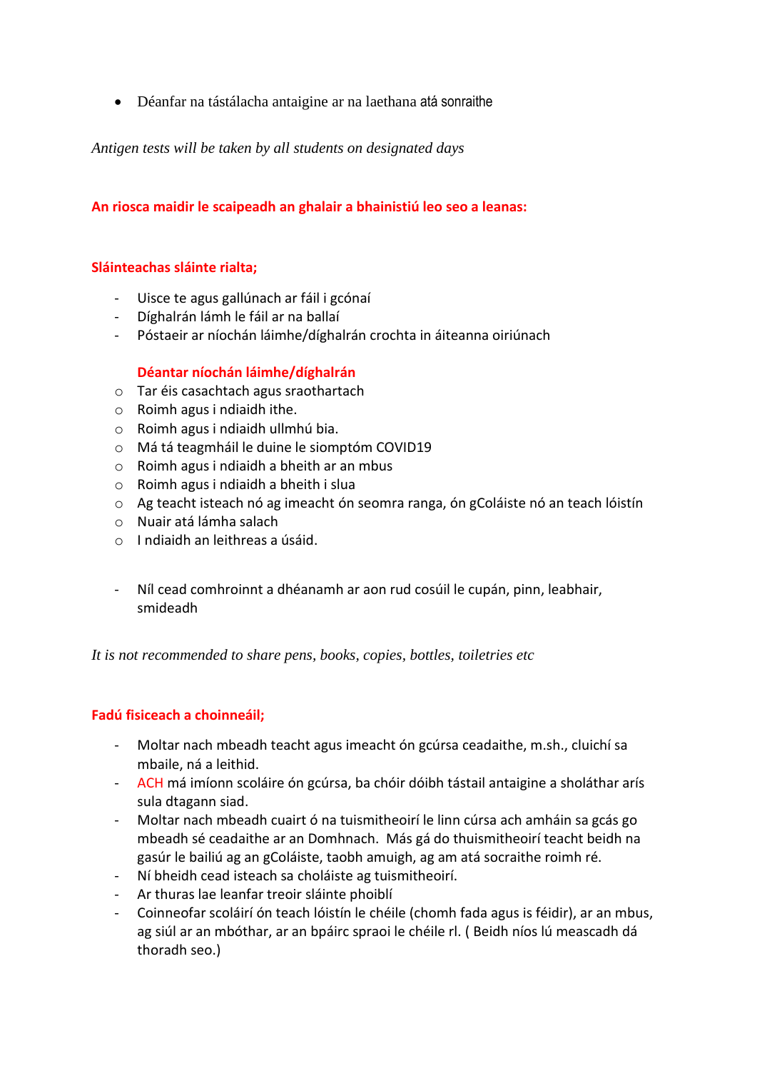- Déanfar na tástálacha antaigine ar na laethana atá sonraithe

*Antigen tests will be taken by all students on designated days*

**An riosca maidir le scaipeadh an ghalair a bhainistiú leo seo a leanas:**

**Sláinteachas sláinte rialta;**

- Uisce te agus gallúnach ar fáil i gcónaí
- Díghalrán lámh le fáil ar na ballaí
- Póstaeir ar níochán láimhe/díghalrán crochta in áiteanna oiriúnach

  **Déantar níochán láimhe/díghalrán**
  - Tar éis casachtach agus sraothartach
  - Roimh agus i ndiaidh ithe.
  - Roimh agus i ndiaidh ullmhú bia.
  - Má tá teagmháil le duine le siomptóm COVID19
  - Roimh agus i ndiaidh a bheith ar an mbus
  - Roimh agus i ndiaidh a bheith i slua
  - Ag teacht isteach nó ag imeacht ón seomra ranga, ón gColáiste nó an teach lóistín
  - Nuair atá lámha salach
  - I ndiaidh an leithreas a úsáid.

- Níl cead comhroinnt a dhéanamh ar aon rud cosúil le cupán, pinn, leabhair, smideadh

*It is not recommended to share pens, books, copies, bottles, toiletries etc*

**Fadú fisiceach a choinneáil;**

- Moltar nach mbeadh teacht agus imeacht ón gcúrsa ceadaithe, m.sh., cluichí sa mbaile, ná a leithid.
- ACH má imíonn scoláire ón gcúrsa, ba chóir dóibh tástail antaigine a sholáthar arís sula dtagann siad.
- Moltar nach mbeadh cuairt ó na tuismitheoirí le linn cúrsa ach amháin sa gcás go mbeadh sé ceadaithe ar an Domhnach. Más gá do thuismitheoirí teacht beidh na gasúr le bailiú ag an gColáiste, taobh amuigh, ag am atá socraithe roimh ré.
- Ní bheidh cead isteach sa choláiste ag tuismitheoirí.
- Ar thuras lae leanfar treoir sláinte phoiblí
- Coinneofar scoláirí ón teach lóistín le chéile (chomh fada agus is féidir), ar an mbus, ag siúl ar an mbóthar, ar an bpáirc spraoi le chéile rl. ( Beidh níos lú meascadh dá thoradh seo.)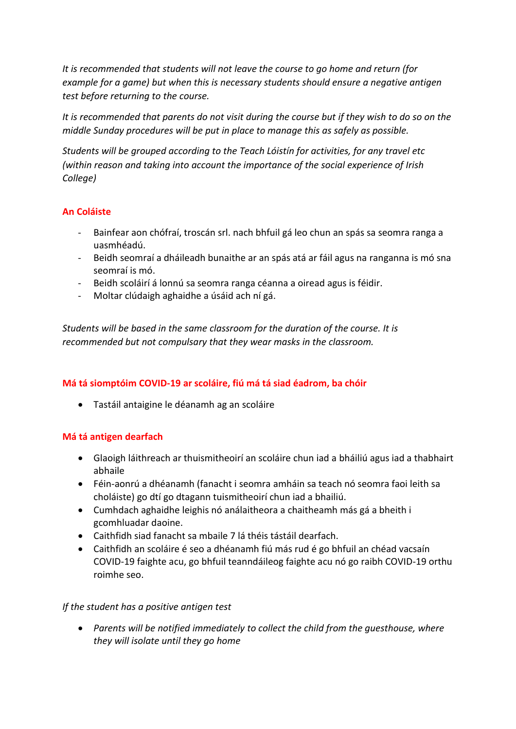*It is recommended that students will not leave the course to go home and return (for example for a game) but when this is necessary students should ensure a negative antigen test before returning to the course.*

*It is recommended that parents do not visit during the course but if they wish to do so on the middle Sunday procedures will be put in place to manage this as safely as possible.*

*Students will be grouped according to the Teach Lóistín for activities, for any travel etc (within reason and taking into account the importance of the social experience of Irish College)*

## An Coláiste

- Bainfear aon chófraí, troscán srl. nach bhfuil gá leo chun an spás sa seomra ranga a uasmhéadú.
- Beidh seomraí a dháileadh bunaithe ar an spás atá ar fáil agus na ranganna is mó sna seomraí is mó.
- Beidh scoláirí á lonnú sa seomra ranga céanna a oiread agus is féidir.
- Moltar clúdaigh aghaidhe a úsáid ach ní gá.

*Students will be based in the same classroom for the duration of the course. It is recommended but not compulsary that they wear masks in the classroom.*

## Má tá siomptóim COVID-19 ar scoláire, fiú má tá siad éadrom, ba chóir

- Tastáil antaigine le déanamh ag an scoláire

## Má tá antigen dearfach

- Glaoigh láithreach ar thuismitheoirí an scoláire chun iad a bháiliú agus iad a thabhairt abhaile
- Féin-aonrú a dhéanamh (fanacht i seomra amháin sa teach nó seomra faoi leith sa choláiste) go dtí go dtagann tuismitheoirí chun iad a bhailiú.
- Cumhdach aghaidhe leighis nó análaitheora a chaitheamh más gá a bheith i gcomhluadar daoine.
- Caithfidh siad fanacht sa mbaile 7 lá théis tástáil dearfach.
- Caithfidh an scoláire é seo a dhéanamh fiú más rud é go bhfuil an chéad vacsaín COVID-19 faighte acu, go bhfuil teanndáileog faighte acu nó go raibh COVID-19 orthu roimhe seo.

*If the student has a positive antigen test*

- *Parents will be notified immediately to collect the child from the guesthouse, where they will isolate until they go home*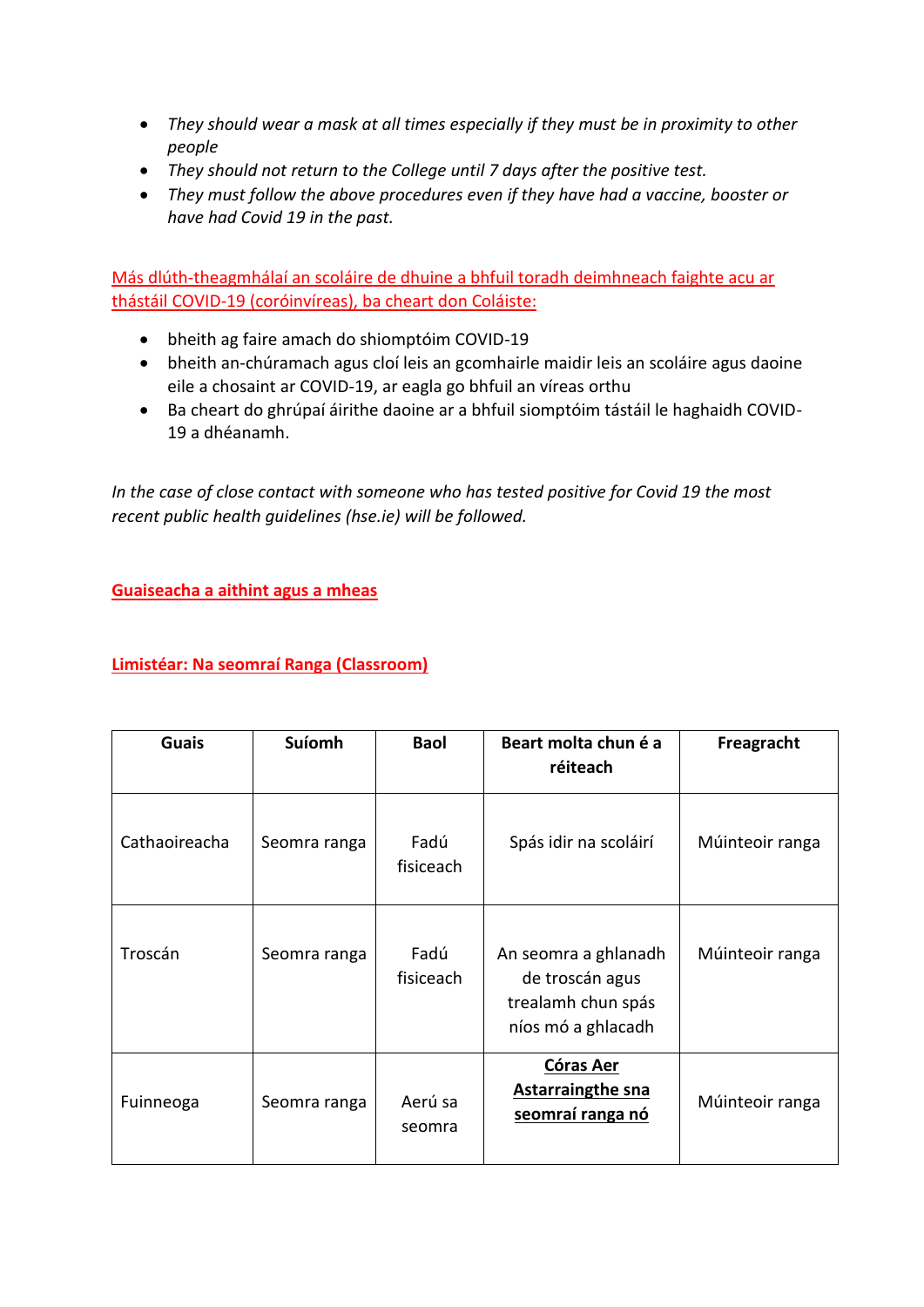- *They should wear a mask at all times especially if they must be in proximity to other people*
- *They should not return to the College until 7 days after the positive test.*
- *They must follow the above procedures even if they have had a vaccine, booster or have had Covid 19 in the past.*

Más dlúth-theagmhálaí an scoláire de dhuine a bhfuil toradh deimhneach faighte acu ar thástáil COVID-19 (coróinvíreas), ba cheart don Coláiste:

- bheith ag faire amach do shiomptóim COVID-19
- bheith an-chúramach agus cloí leis an gcomhairle maidir leis an scoláire agus daoine eile a chosaint ar COVID-19, ar eagla go bhfuil an víreas orthu
- Ba cheart do ghrúpaí áirithe daoine ar a bhfuil siomptóim tástáil le haghaidh COVID-19 a dhéanamh.

*In the case of close contact with someone who has tested positive for Covid 19 the most recent public health guidelines (hse.ie) will be followed.*

## Guaiseacha a aithint agus a mheas

### Limistéar: Na seomraí Ranga (Classroom)

| Guais | Suíomh | Baol | Beart molta chun é a réiteach | Freagracht |
|---|---|---|---|---|
| Cathaoireacha | Seomra ranga | Fadú fisiceach | Spás idir na scoláirí | Múinteoir ranga |
| Troscán | Seomra ranga | Fadú fisiceach | An seomra a ghlanadh de troscán agus trealamh chun spás níos mó a ghlacadh | Múinteoir ranga |
| Fuinneoga | Seomra ranga | Aerú sa seomra | **Córas Aer Astarraingthe sna seomraí ranga nó** | Múinteoir ranga |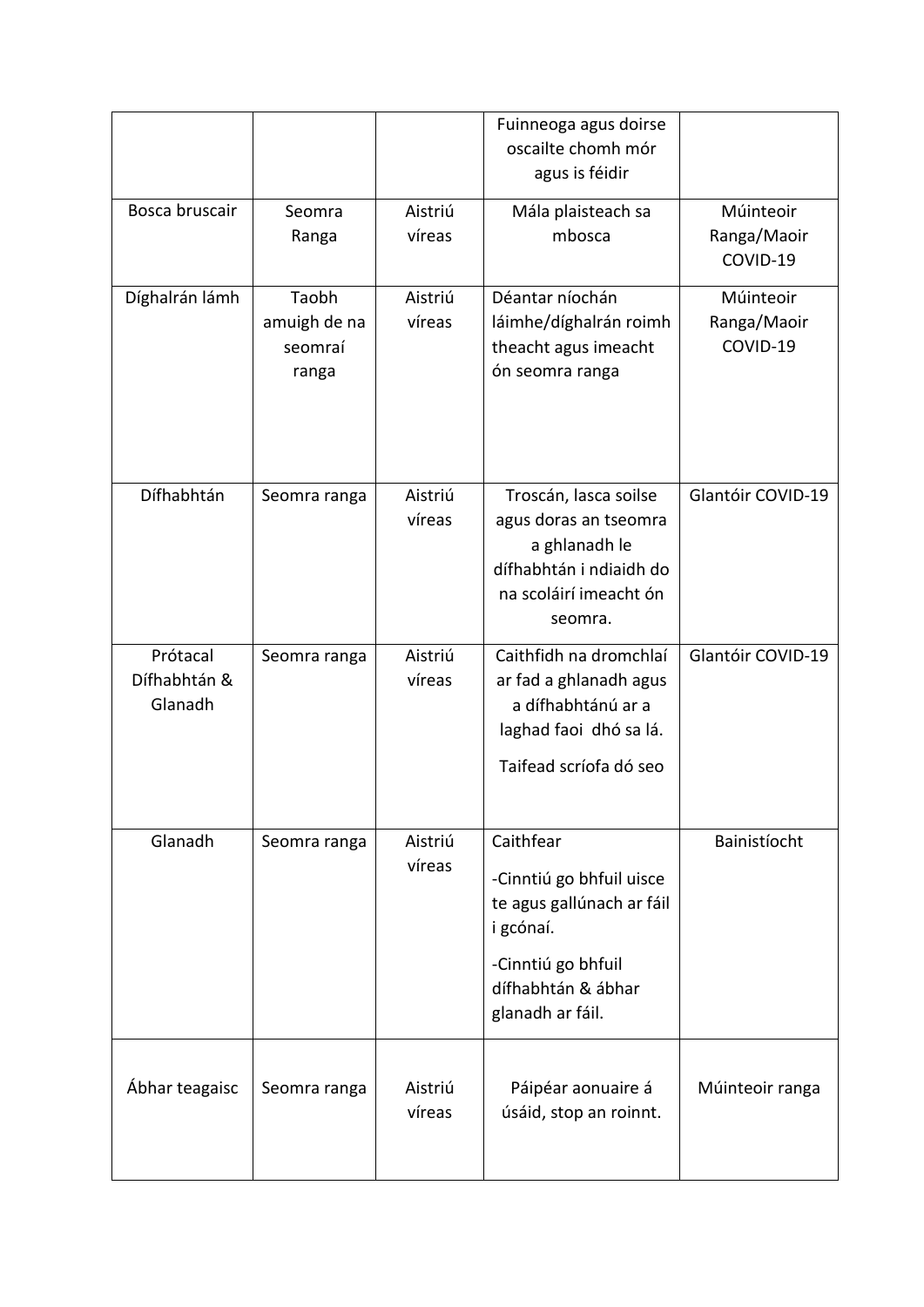| | | | | |
|---|---|---|---|---|
| | | | Fuinneoga agus doirse oscailte chomh mór agus is féidir | |
| Bosca bruscair | Seomra Ranga | Aistriú víreas | Mála plaisteach sa mbosca | Múinteoir Ranga/Maoir COVID-19 |
| Díghalrán lámh | Taobh amuigh de na seomraí ranga | Aistriú víreas | Déantar níochán láimhe/díghalrán roimh theacht agus imeacht ón seomra ranga | Múinteoir Ranga/Maoir COVID-19 |
| Dífhabhtán | Seomra ranga | Aistriú víreas | Troscán, lasca soilse agus doras an tseomra a ghlanadh le dífhabhtán i ndiaidh do na scoláirí imeacht ón seomra. | Glantóir COVID-19 |
| Prótacal Dífhabhtán & Glanadh | Seomra ranga | Aistriú víreas | Caithfidh na dromchlaí ar fad a ghlanadh agus a dífhabhtánú ar a laghad faoi dhó sa lá.<br><br>Taifead scríofa dó seo | Glantóir COVID-19 |
| Glanadh | Seomra ranga | Aistriú víreas | Caithfear<br><br>-Cinntiú go bhfuil uisce te agus gallúnach ar fáil i gcónaí.<br><br>-Cinntiú go bhfuil dífhabhtán & ábhar glanadh ar fáil. | Bainistíocht |
| Ábhar teagaisc | Seomra ranga | Aistriú víreas | Páipéar aonuaire á úsáid, stop an roinnt. | Múinteoir ranga |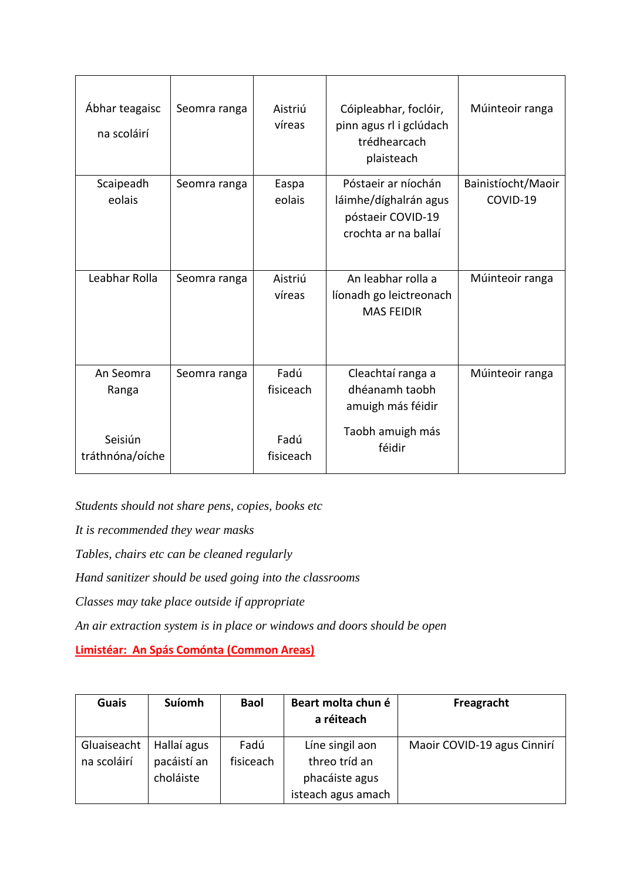| | | | | |
|---|---|---|---|---|
| Ábhar teagaisc na scoláirí | Seomra ranga | Aistriú víreas | Cóipleabhar, foclóir, pinn agus rl i gclúdach trédhearcach plaisteach | Múinteoir ranga |
| Scaipeadh eolais | Seomra ranga | Easpa eolais | Póstaeir ar níochán láimhe/díghalrán agus póstaeir COVID-19 crochta ar na ballaí | Bainistíocht/Maoir COVID-19 |
| Leabhar Rolla | Seomra ranga | Aistriú víreas | An leabhar rolla a líonadh go leictreonach MAS FEIDIR | Múinteoir ranga |
| An Seomra Ranga<br><br>Seisiún tráthnóna/oíche | Seomra ranga | Fadú fisiceach<br><br>Fadú fisiceach | Cleachtaí ranga a dhéanamh taobh amuigh más féidir<br><br>Taobh amuigh más féidir | Múinteoir ranga |

*Students should not share pens, copies, books etc*

*It is recommended they wear masks*

*Tables, chairs etc can be cleaned regularly*

*Hand sanitizer should be used going into the classrooms*

*Classes may take place outside if appropriate*

*An air extraction system is in place or windows and doors should be open*

**Limistéar: An Spás Comónta (Common Areas)**

| Guais | Suíomh | Baol | Beart molta chun é a réiteach | Freagracht |
|---|---|---|---|---|
| Gluaiseacht na scoláirí | Hallaí agus pacáistí an choláiste | Fadú fisiceach | Líne singil aon threo tríd an phacáiste agus isteach agus amach | Maoir COVID-19 agus Cinnirí |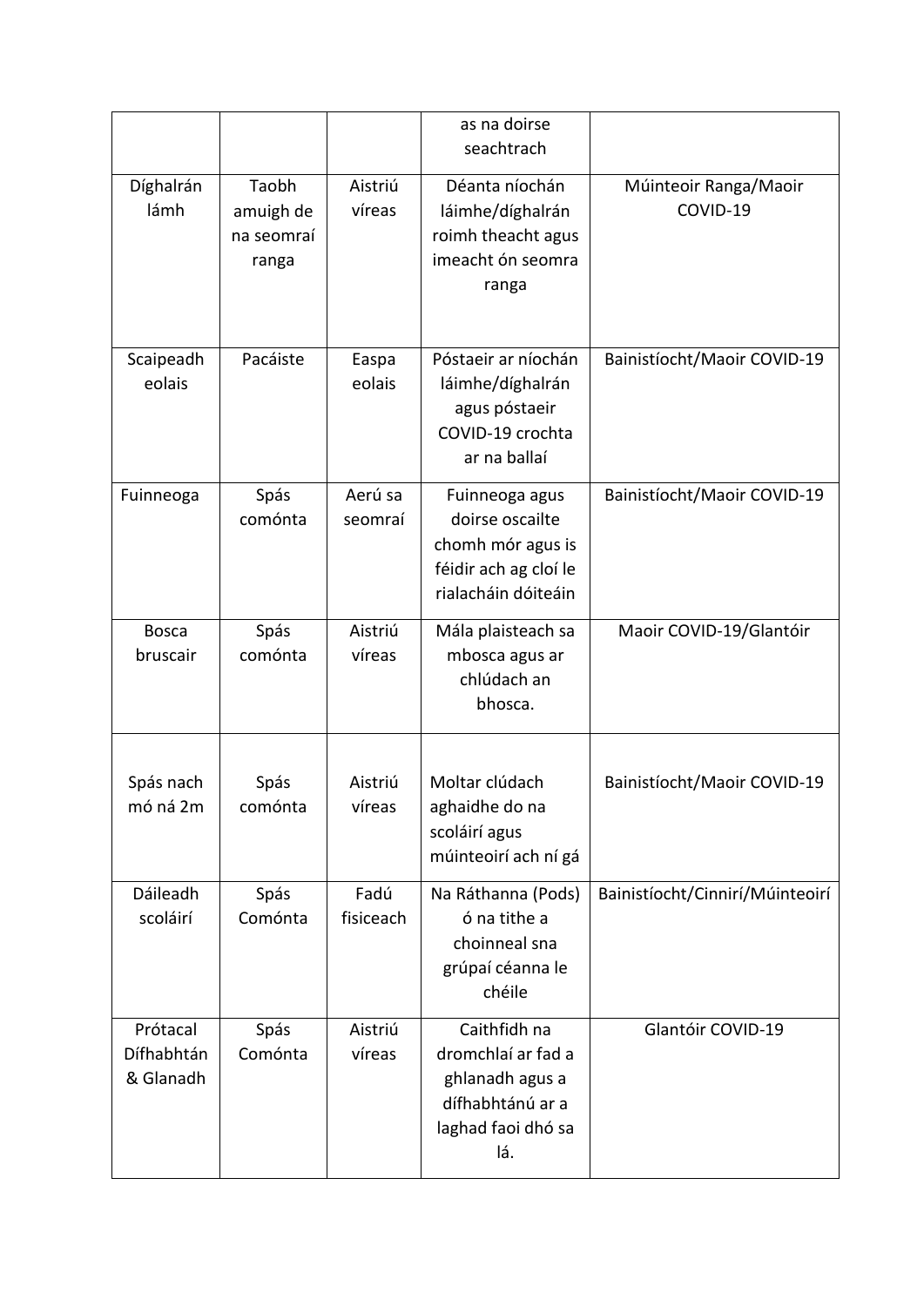| | | | | |
|---|---|---|---|---|
| | | | as na doirse seachtrach | |
| Díghalrán lámh | Taobh amuigh de na seomraí ranga | Aistriú víreas | Déanta níochán láimhe/díghalrán roimh theacht agus imeacht ón seomra ranga | Múinteoir Ranga/Maoir COVID-19 |
| Scaipeadh eolais | Pacáiste | Easpa eolais | Póstaeir ar níochán láimhe/díghalrán agus póstaeir COVID-19 crochta ar na ballaí | Bainistíocht/Maoir COVID-19 |
| Fuinneoga | Spás comónta | Aerú sa seomraí | Fuinneoga agus doirse oscailte chomh mór agus is féidir ach ag cloí le rialacháin dóiteáin | Bainistíocht/Maoir COVID-19 |
| Bosca bruscair | Spás comónta | Aistriú víreas | Mála plaisteach sa mbosca agus ar chlúdach an bhosca. | Maoir COVID-19/Glantóir |
| Spás nach mó ná 2m | Spás comónta | Aistriú víreas | Moltar clúdach aghaidhe do na scoláirí agus múinteoirí ach ní gá | Bainistíocht/Maoir COVID-19 |
| Dáileadh scoláirí | Spás Comónta | Fadú fisiceach | Na Ráthanna (Pods) ó na tithe a choinneal sna grúpaí céanna le chéile | Bainistíocht/Cinnirí/Múinteoirí |
| Prótacal Dífhabhtán & Glanadh | Spás Comónta | Aistriú víreas | Caithfidh na dromchlaí ar fad a ghlanadh agus a dífhabhtánú ar a laghad faoi dhó sa lá. | Glantóir COVID-19 |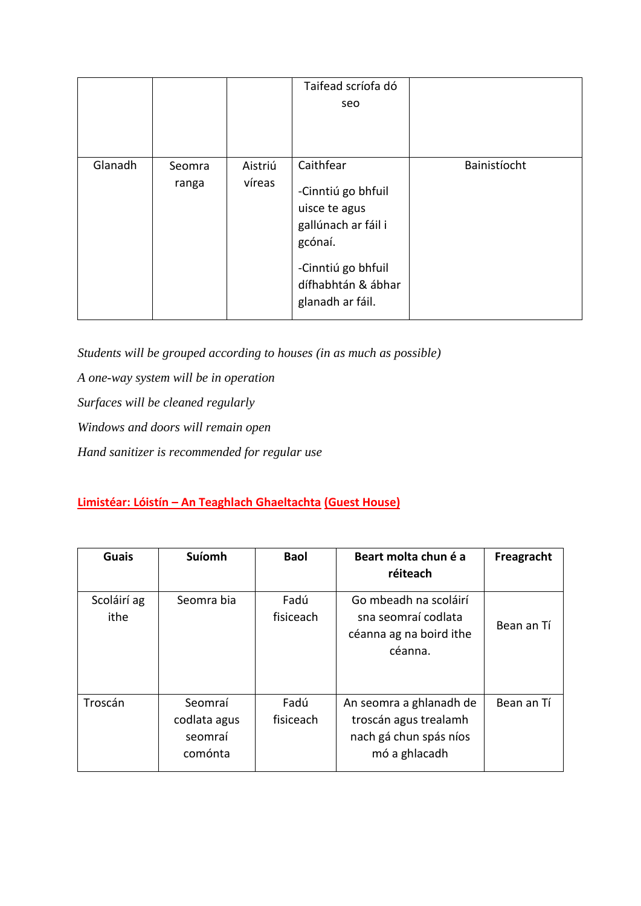|  |  |  | Taifead scríofa dó seo |  |
|---|---|---|---|---|
| Glanadh | Seomra ranga | Aistriú víreas | Caithfear<br><br>-Cinntiú go bhfuil uisce te agus gallúnach ar fáil i gcónaí.<br><br>-Cinntiú go bhfuil dífhabhtán & ábhar glanadh ar fáil. | Bainistíocht |

*Students will be grouped according to houses (in as much as possible)*

*A one-way system will be in operation*

*Surfaces will be cleaned regularly*

*Windows and doors will remain open*

*Hand sanitizer is recommended for regular use*

**Limistéar: Lóistín – An Teaghlach Ghaeltachta (Guest House)**

| Guais | Suíomh | Baol | Beart molta chun é a réiteach | Freagracht |
|---|---|---|---|---|
| Scoláirí ag ithe | Seomra bia | Fadú fisiceach | Go mbeadh na scoláirí sna seomraí codlata céanna ag na boird ithe céanna. | Bean an Tí |
| Troscán | Seomraí codlata agus seomraí comónta | Fadú fisiceach | An seomra a ghlanadh de troscán agus trealamh nach gá chun spás níos mó a ghlacadh | Bean an Tí |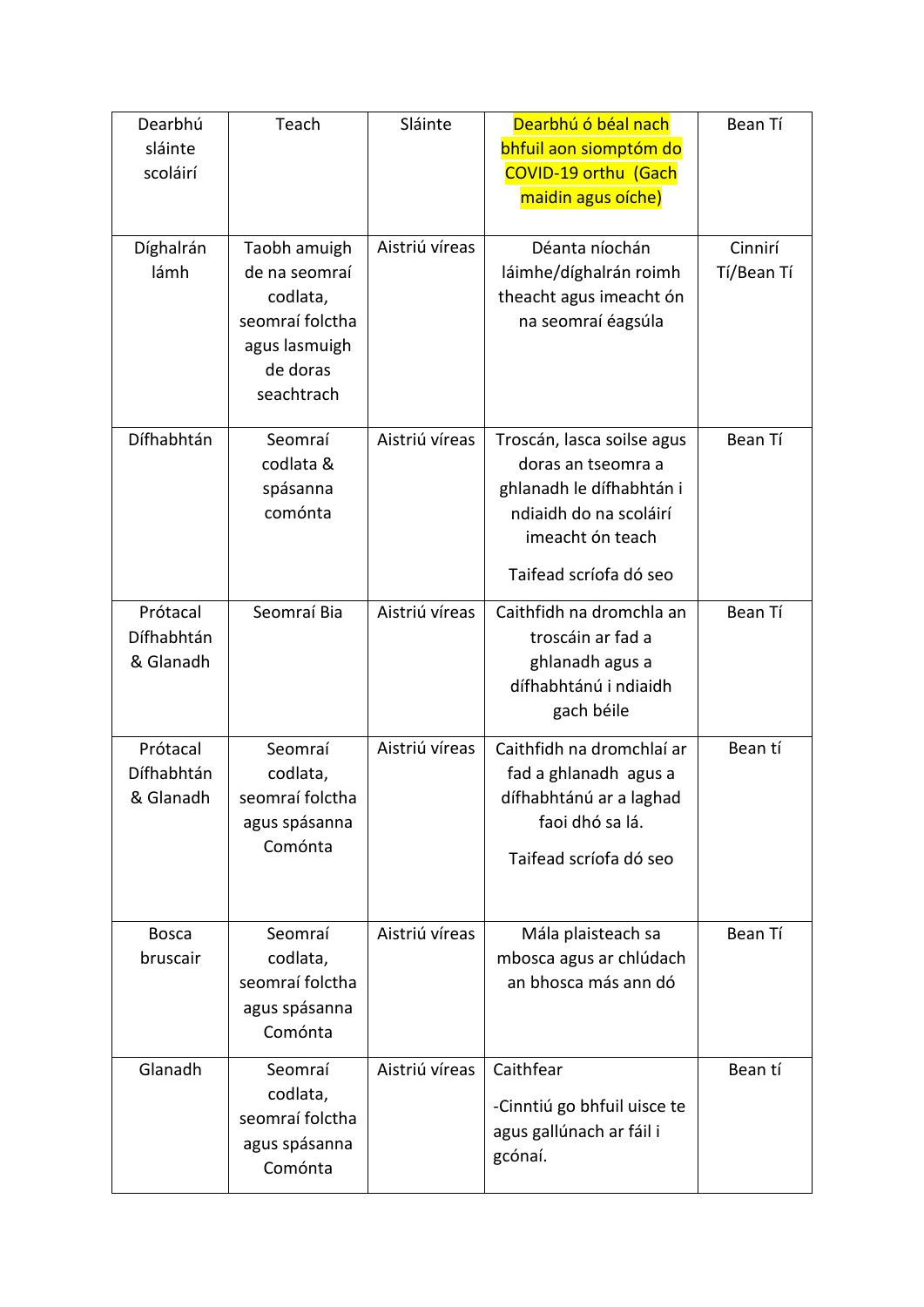| Dearbhú sláinte scoláirí | Teach | Sláinte | Dearbhú ó béal nach bhfuil aon siomptóm do COVID-19 orthu (Gach maidin agus oíche) | Bean Tí |
|---|---|---|---|---|
| Díghalrán lámh | Taobh amuigh de na seomraí codlata, seomraí folctha agus lasmuigh de doras seachtrach | Aistriú víreas | Déanta níochán láimhe/díghalrán roimh theacht agus imeacht ón na seomraí éagsúla | Cinnirí Tí/Bean Tí |
| Dífhabhtán | Seomraí codlata & spásanna comónta | Aistriú víreas | Troscán, lasca soilse agus doras an tseomra a ghlanadh le dífhabhtán i ndiaidh do na scoláirí imeacht ón teach<br><br>Taifead scríofa dó seo | Bean Tí |
| Prótacal Dífhabhtán & Glanadh | Seomraí Bia | Aistriú víreas | Caithfidh na dromchla an troscáin ar fad a ghlanadh agus a dífhabhtánú i ndiaidh gach béile | Bean Tí |
| Prótacal Dífhabhtán & Glanadh | Seomraí codlata, seomraí folctha agus spásanna Comónta | Aistriú víreas | Caithfidh na dromchlaí ar fad a ghlanadh agus a dífhabhtánú ar a laghad faoi dhó sa lá.<br><br>Taifead scríofa dó seo | Bean tí |
| Bosca bruscair | Seomraí codlata, seomraí folctha agus spásanna Comónta | Aistriú víreas | Mála plaisteach sa mbosca agus ar chlúdach an bhosca más ann dó | Bean Tí |
| Glanadh | Seomraí codlata, seomraí folctha agus spásanna Comónta | Aistriú víreas | Caithfear<br><br>-Cinntiú go bhfuil uisce te agus gallúnach ar fáil i gcónaí. | Bean tí |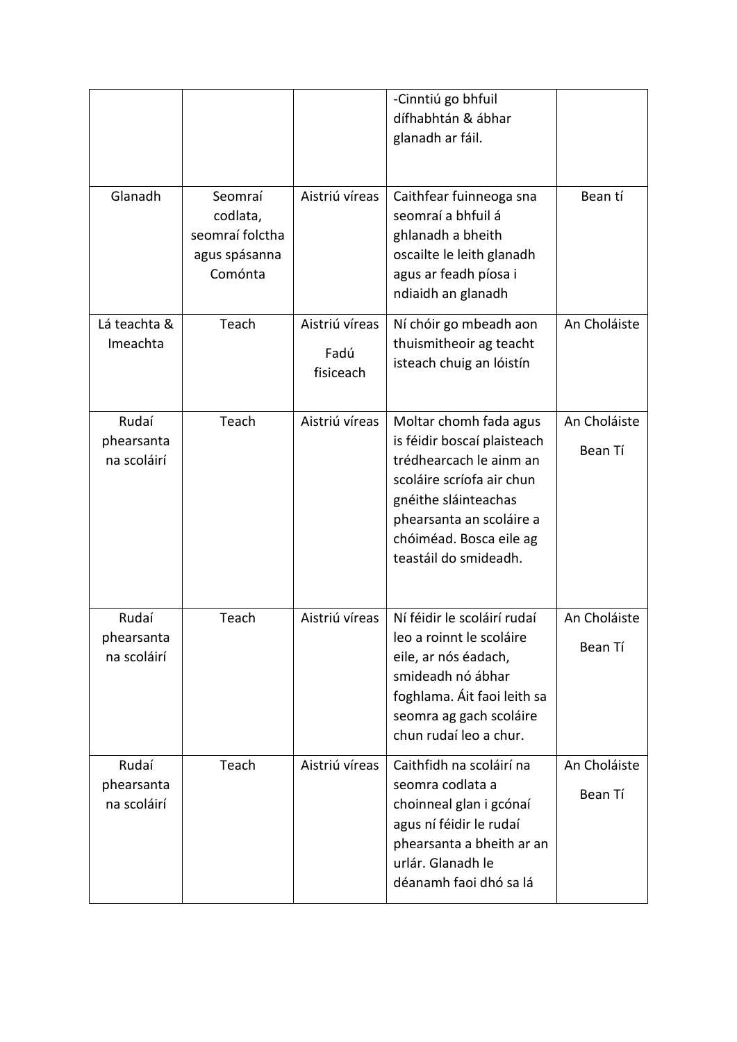| | | | -Cinntiú go bhfuil dífhabhtán & ábhar glanadh ar fáil. | |
|---|---|---|---|---|
| Glanadh | Seomraí codlata, seomraí folctha agus spásanna Comónta | Aistriú víreas | Caithfear fuinneoga sna seomraí a bhfuil á ghlanadh a bheith oscailte le leith glanadh agus ar feadh píosa i ndiaidh an glanadh | Bean tí |
| Lá teachta & Imeachta | Teach | Aistriú víreas<br>Fadú fisiceach | Ní chóir go mbeadh aon thuismitheoir ag teacht isteach chuig an lóistín | An Choláiste |
| Rudaí phearsanta na scoláirí | Teach | Aistriú víreas | Moltar chomh fada agus is féidir boscaí plaisteach trédhearcach le ainm an scoláire scríofa air chun gnéithe sláinteachas phearsanta an scoláire a chóiméad. Bosca eile ag teastáil do smideadh. | An Choláiste<br>Bean Tí |
| Rudaí phearsanta na scoláirí | Teach | Aistriú víreas | Ní féidir le scoláirí rudaí leo a roinnt le scoláire eile, ar nós éadach, smideadh nó ábhar foghlama. Áit faoi leith sa seomra ag gach scoláire chun rudaí leo a chur. | An Choláiste<br>Bean Tí |
| Rudaí phearsanta na scoláirí | Teach | Aistriú víreas | Caithfidh na scoláirí na seomra codlata a choinneal glan i gcónaí agus ní féidir le rudaí phearsanta a bheith ar an urlár. Glanadh le déanamh faoi dhó sa lá | An Choláiste<br>Bean Tí |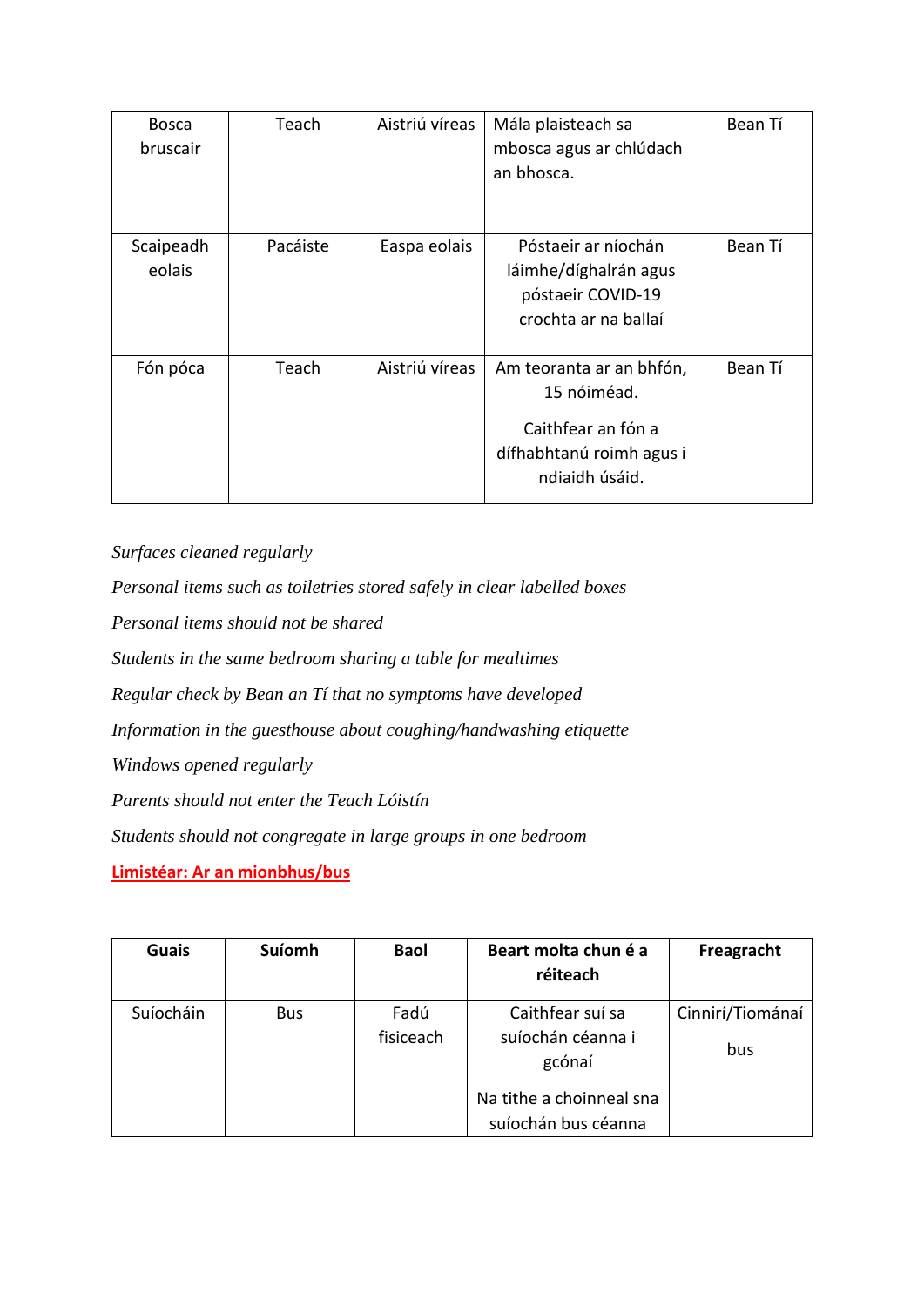| | | | | |
|---|---|---|---|---|
| Bosca bruscair | Teach | Aistriú víreas | Mála plaisteach sa mbosca agus ar chlúdach an bhosca. | Bean Tí |
| Scaipeadh eolais | Pacáiste | Easpa eolais | Póstaeir ar níochán láimhe/díghalrán agus póstaeir COVID-19 crochta ar na ballaí | Bean Tí |
| Fón póca | Teach | Aistriú víreas | Am teoranta ar an bhfón, 15 nóiméad. Caithfear an fón a dífhabhtanú roimh agus i ndiaidh úsáid. | Bean Tí |

*Surfaces cleaned regularly*

*Personal items such as toiletries stored safely in clear labelled boxes*

*Personal items should not be shared*

*Students in the same bedroom sharing a table for mealtimes*

*Regular check by Bean an Tí that no symptoms have developed*

*Information in the guesthouse about coughing/handwashing etiquette*

*Windows opened regularly*

*Parents should not enter the Teach Lóistín*

*Students should not congregate in large groups in one bedroom*

**Limistéar: Ar an mionbhus/bus**

| Guais | Suíomh | Baol | Beart molta chun é a réiteach | Freagracht |
|---|---|---|---|---|
| Suíocháin | Bus | Fadú fisiceach | Caithfear suí sa suíochán céanna i gcónaí. Na tithe a choinneal sna suíochán bus céanna | Cinnirí/Tiománaí bus |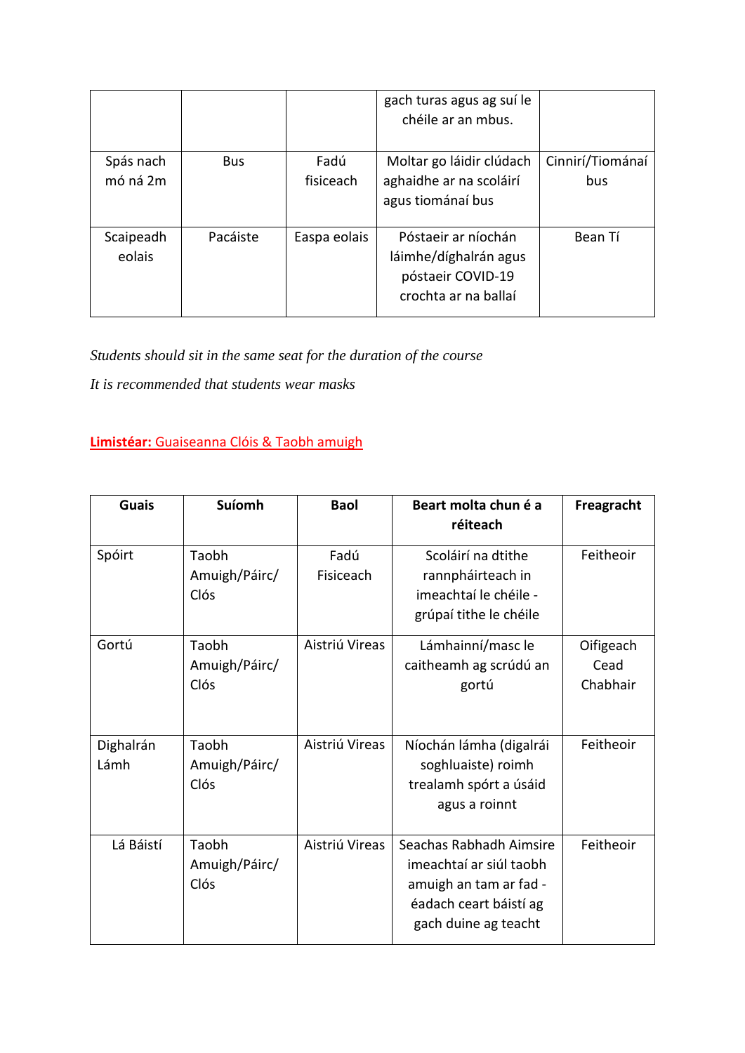| | | | gach turas agus ag suí le chéile ar an mbus. | |
|---|---|---|---|---|
| Spás nach mó ná 2m | Bus | Fadú fisiceach | Moltar go láidir clúdach aghaidhe ar na scoláirí agus tiománaí bus | Cinnirí/Tiománaí bus |
| Scaipeadh eolais | Pacáiste | Easpa eolais | Póstaeir ar níochán láimhe/díghalrán agus póstaeir COVID-19 crochta ar na ballaí | Bean Tí |

*Students should sit in the same seat for the duration of the course*

*It is recommended that students wear masks*

**Limistéar:** Guaiseanna Clóis & Taobh amuigh

| Guais | Suíomh | Baol | Beart molta chun é a réiteach | Freagracht |
|---|---|---|---|---|
| Spóirt | Taobh Amuigh/Páirc/ Clós | Fadú Fisiceach | Scoláirí na dtithe rannpháirteach in imeachtaí le chéile - grúpaí tithe le chéile | Feitheoir |
| Gortú | Taobh Amuigh/Páirc/ Clós | Aistriú Vireas | Lámhainní/masc le caitheamh ag scrúdú an gortú | Oifigeach Cead Chabhair |
| Dighalrán Lámh | Taobh Amuigh/Páirc/ Clós | Aistriú Vireas | Níochán lámha (digalrái soghluaiste) roimh trealamh spórt a úsáid agus a roinnt | Feitheoir |
| Lá Báistí | Taobh Amuigh/Páirc/ Clós | Aistriú Vireas | Seachas Rabhadh Aimsire imeachtaí ar siúl taobh amuigh an tam ar fad - éadach ceart báistí ag gach duine ag teacht | Feitheoir |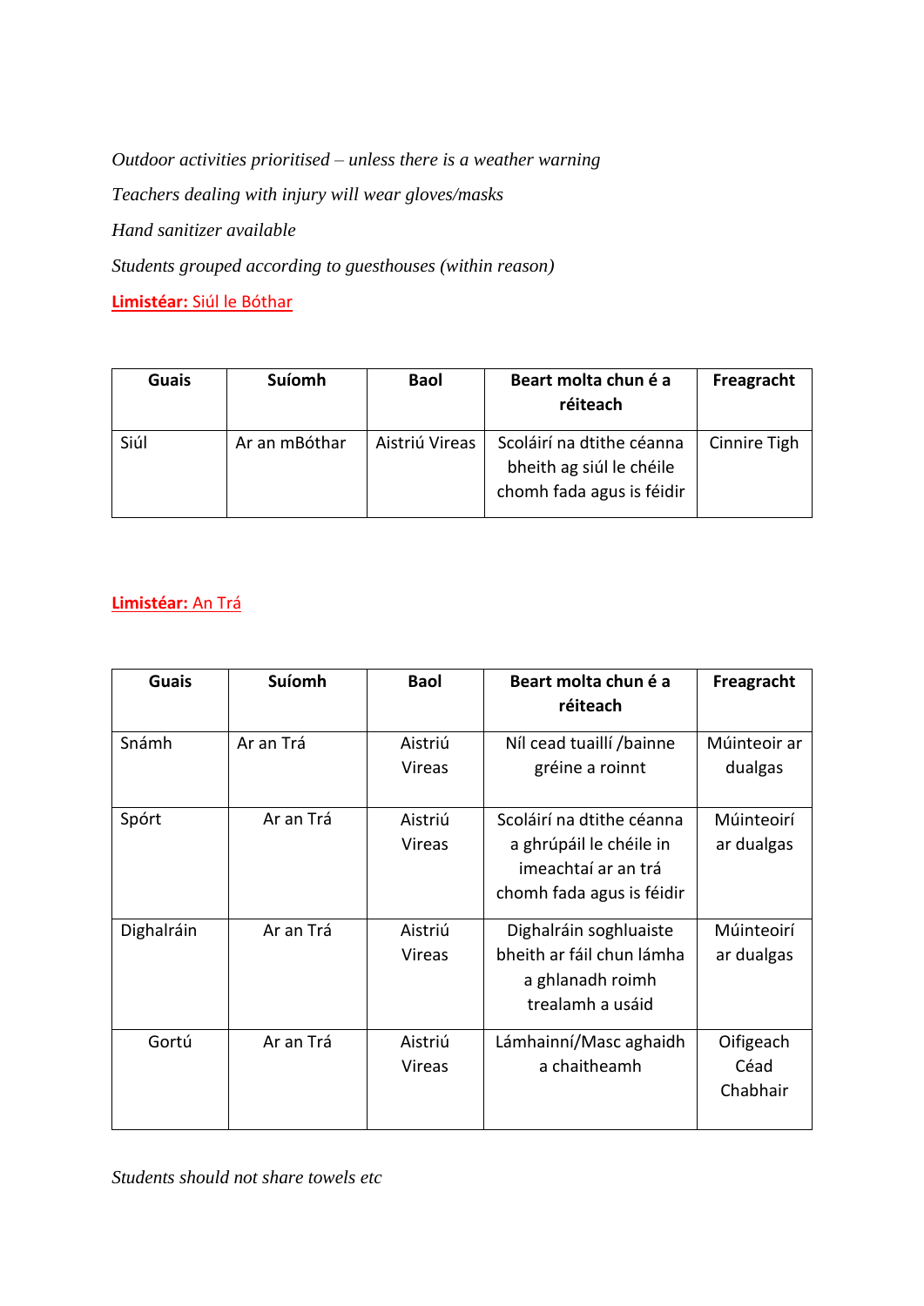*Outdoor activities prioritised – unless there is a weather warning*

*Teachers dealing with injury will wear gloves/masks*

*Hand sanitizer available*

*Students grouped according to guesthouses (within reason)*

**Limistéar:** Siúl le Bóthar

| Guais | Suíomh | Baol | Beart molta chun é a réiteach | Freagracht |
|---|---|---|---|---|
| Siúl | Ar an mBóthar | Aistriú Vireas | Scoláirí na dtithe céanna bheith ag siúl le chéile chomh fada agus is féidir | Cinnire Tigh |

**Limistéar:** An Trá

| Guais | Suíomh | Baol | Beart molta chun é a réiteach | Freagracht |
|---|---|---|---|---|
| Snámh | Ar an Trá | Aistriú Vireas | Níl cead tuaillí /bainne gréine a roinnt | Múinteoir ar dualgas |
| Spórt | Ar an Trá | Aistriú Vireas | Scoláirí na dtithe céanna a ghrúpáil le chéile in imeachtaí ar an trá chomh fada agus is féidir | Múinteoirí ar dualgas |
| Dighalráin | Ar an Trá | Aistriú Vireas | Dighalráin soghluaiste bheith ar fáil chun lámha a ghlanadh roimh trealamh a usáid | Múinteoirí ar dualgas |
| Gortú | Ar an Trá | Aistriú Vireas | Lámhainní/Masc aghaidh a chaitheamh | Oifigeach Céad Chabhair |

*Students should not share towels etc*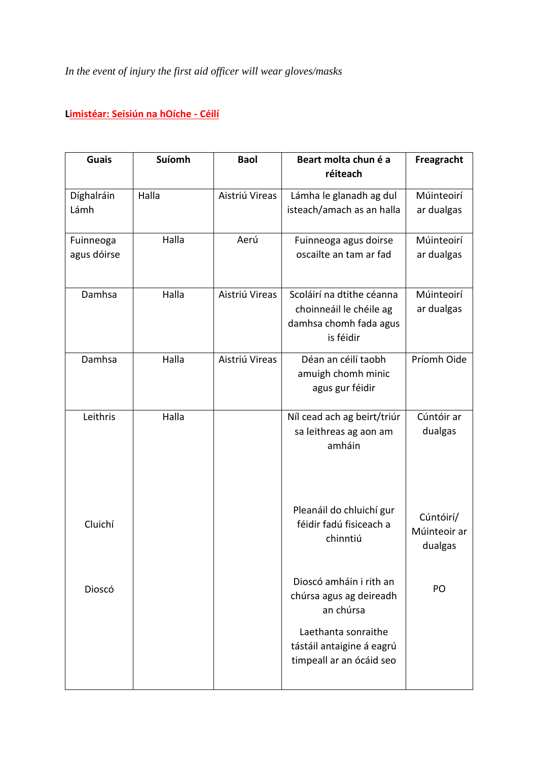*In the event of injury the first aid officer will wear gloves/masks*

**Limistéar: Seisiún na hOíche - Céilí**

| Guais | Suíomh | Baol | Beart molta chun é a réiteach | Freagracht |
|---|---|---|---|---|
| Díghalráin Lámh | Halla | Aistriú Vireas | Lámha le glanadh ag dul isteach/amach as an halla | Múinteoirí ar dualgas |
| Fuinneoga agus dóirse | Halla | Aerú | Fuinneoga agus doirse oscailte an tam ar fad | Múinteoirí ar dualgas |
| Damhsa | Halla | Aistriú Vireas | Scoláirí na dtithe céanna choinneáil le chéile ag damhsa chomh fada agus is féidir | Múinteoirí ar dualgas |
| Damhsa | Halla | Aistriú Vireas | Déan an céilí taobh amuigh chomh minic agus gur féidir | Príomh Oide |
| Leithris | Halla | | Níl cead ach ag beirt/triúr sa leithreas ag aon am amháin | Cúntóir ar dualgas |
| Cluichí | | | Pleanáil do chluichí gur féidir fadú fisiceach a chinntiú | Cúntóirí/ Múinteoir ar dualgas |
| Dioscó | | | Dioscó amháin i rith an chúrsa agus ag deireadh an chúrsa<br><br>Laethanta sonraithe tástáil antaigine á eagrú timpeall ar an ócáid seo | PO |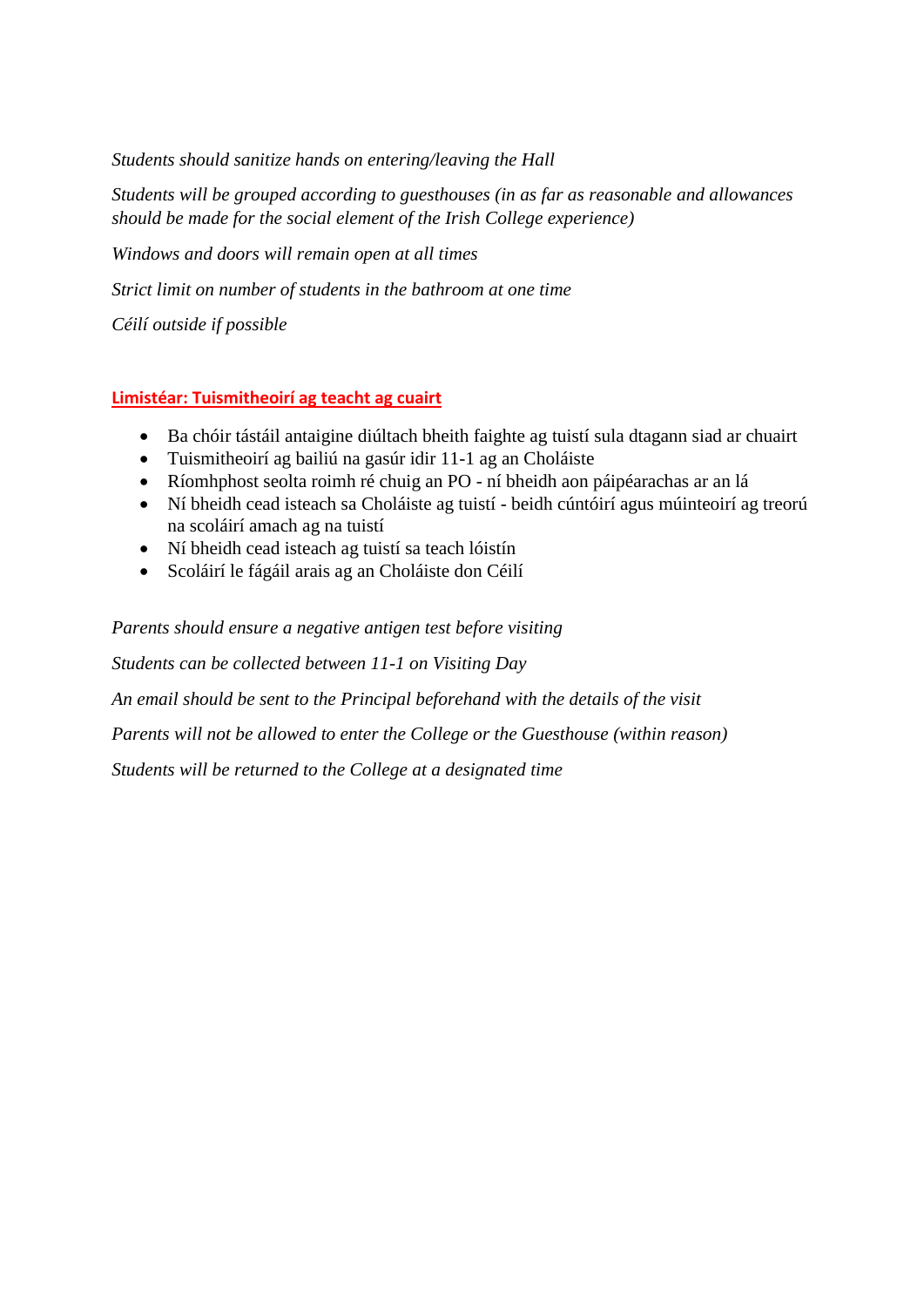*Students should sanitize hands on entering/leaving the Hall*

*Students will be grouped according to guesthouses (in as far as reasonable and allowances should be made for the social element of the Irish College experience)*

*Windows and doors will remain open at all times*

*Strict limit on number of students in the bathroom at one time*

*Céilí outside if possible*

**Limistéar: Tuismitheoirí ag teacht ag cuairt**

- Ba chóir tástáil antaigine diúltach bheith faighte ag tuistí sula dtagann siad ar chuairt
- Tuismitheoirí ag bailiú na gasúr idir 11-1 ag an Choláiste
- Ríomhphost seolta roimh ré chuig an PO - ní bheidh aon páipéarachas ar an lá
- Ní bheidh cead isteach sa Choláiste ag tuistí - beidh cúntóirí agus múinteoirí ag treorú na scoláirí amach ag na tuistí
- Ní bheidh cead isteach ag tuistí sa teach lóistín
- Scoláirí le fágáil arais ag an Choláiste don Céilí

*Parents should ensure a negative antigen test before visiting*

*Students can be collected between 11-1 on Visiting Day*

*An email should be sent to the Principal beforehand with the details of the visit*

*Parents will not be allowed to enter the College or the Guesthouse (within reason)*

*Students will be returned to the College at a designated time*